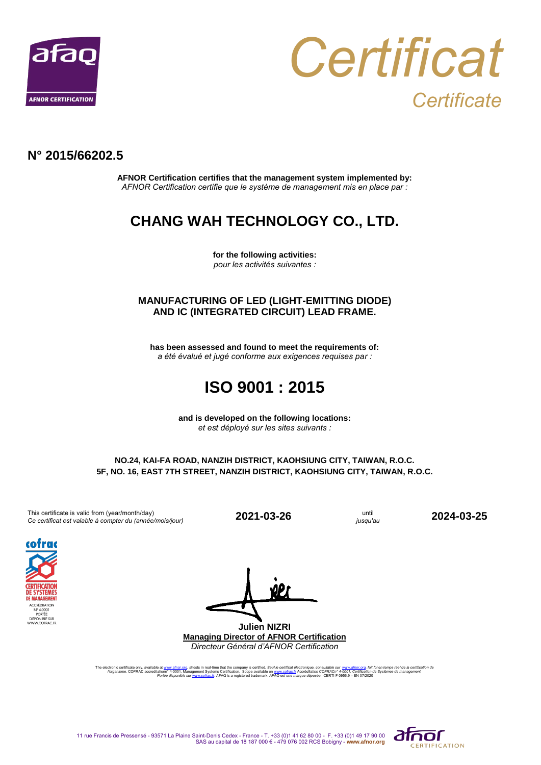afaq
AFNOR CERTIFICATION

# Certificat
*Certificate*

## N° 2015/66202.5

**AFNOR Certification certifies that the management system implemented by:**
*AFNOR Certification certifie que le système de management mis en place par :*

# CHANG WAH TECHNOLOGY CO., LTD.

**for the following activities:**
*pour les activités suivantes :*

**MANUFACTURING OF LED (LIGHT-EMITTING DIODE) AND IC (INTEGRATED CIRCUIT) LEAD FRAME.**

**has been assessed and found to meet the requirements of:**
*a été évalué et jugé conforme aux exigences requises par :*

# ISO 9001 : 2015

**and is developed on the following locations:**
*et est déployé sur les sites suivants :*

**NO.24, KAI-FA ROAD, NANZIH DISTRICT, KAOHSIUNG CITY, TAIWAN, R.O.C.**
**5F, NO. 16, EAST 7TH STREET, NANZIH DISTRICT, KAOHSIUNG CITY, TAIWAN, R.O.C.**

This certificate is valid from (year/month/day)
*Ce certificat est valable à compter du (année/mois/jour)* **2021-03-26** until *jusqu'au* **2024-03-25**

cofrac
CERTIFICATION DE SYSTEMES DE MANAGEMENT
ACCRÉDITATION N° 4-0001
PORTÉE DISPONIBLE SUR WWW.COFRAC.FR

**Julien NIZRI**
**Managing Director of AFNOR Certification**
*Directeur Général d'AFNOR Certification*

The electronic certificate only, available at www.afnor.org, attests in real-time that the company is certified. *Seul le certificat électronique, consultable sur www.afnor.org, fait foi en temps réel de la certification de l'organisme.* COFRAC accreditation° 4-0001, Management Systems Certification, Scope available on www.cofrac.fr *Accréditation COFRAC n° 4-0001, Certification de Systèmes de management, Portée disponible sur www.cofrac.fr.* AFAQ is a registered trademark. *AFAQ est une marque déposée.* CERTI F 0956.9 – EN 07/2020

11 rue Francis de Pressensé - 93571 La Plaine Saint-Denis Cedex - France - T. +33 (0)1 41 62 80 00 - F. +33 (0)1 49 17 90 00
SAS au capital de 18 187 000 € - 479 076 002 RCS Bobigny - **www.afnor.org**

afnor CERTIFICATION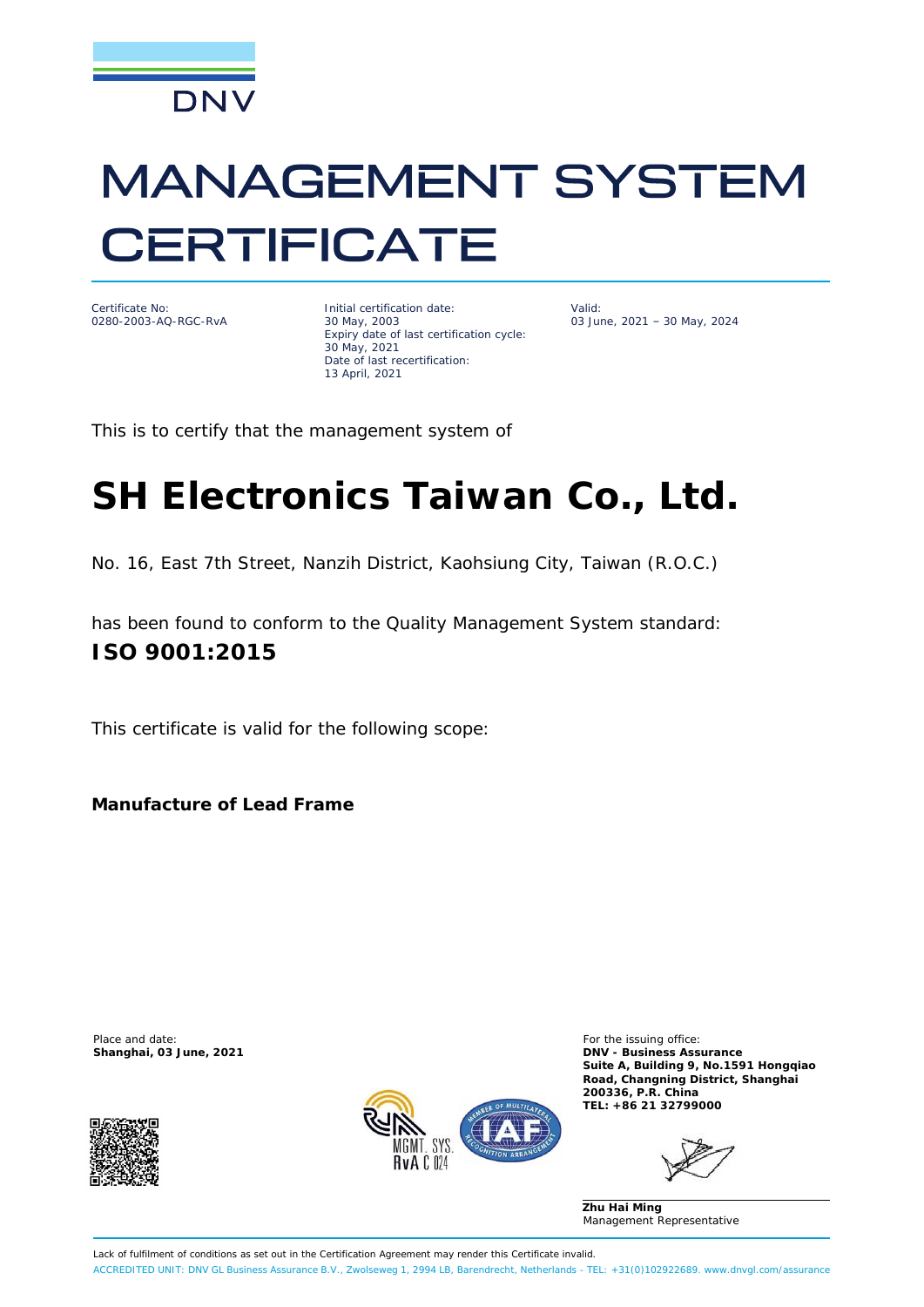DNV

# MANAGEMENT SYSTEM CERTIFICATE

Certificate No:
0280-2003-AQ-RGC-RvA

Initial certification date:
30 May, 2003
Expiry date of last certification cycle:
30 May, 2021
Date of last recertification:
13 April, 2021

Valid:
03 June, 2021 – 30 May, 2024

This is to certify that the management system of

# SH Electronics Taiwan Co., Ltd.

No. 16, East 7th Street, Nanzih District, Kaohsiung City, Taiwan (R.O.C.)

has been found to conform to the Quality Management System standard:

**ISO 9001:2015**

This certificate is valid for the following scope:

**Manufacture of Lead Frame**

Place and date:
**Shanghai, 03 June, 2021**

MGMT. SYS.
RvA C 024

For the issuing office:
**DNV - Business Assurance**
**Suite A, Building 9, No.1591 Hongqiao Road, Changning District, Shanghai 200336, P.R. China**
**TEL: +86 21 32799000**

**Zhu Hai Ming**
Management Representative

Lack of fulfilment of conditions as set out in the Certification Agreement may render this Certificate invalid.

ACCREDITED UNIT: DNV GL Business Assurance B.V., Zwolseweg 1, 2994 LB, Barendrecht, Netherlands - TEL: +31(0)102922689. www.dnvgl.com/assurance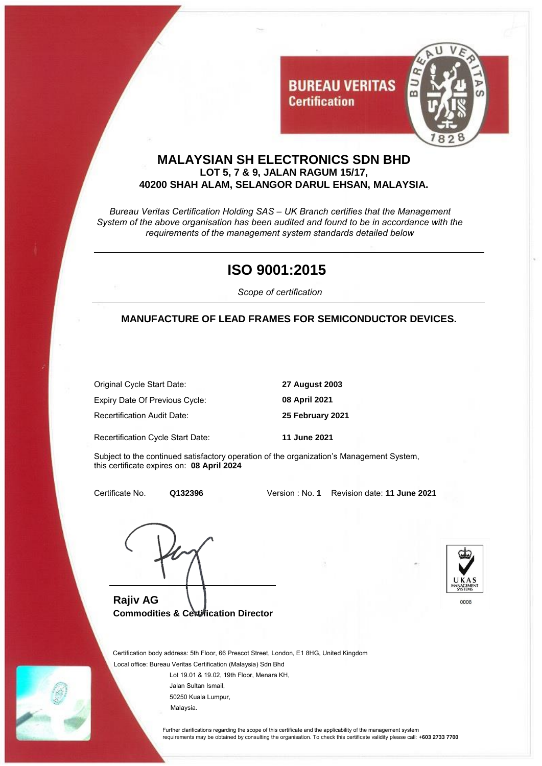**BUREAU VERITAS**
**Certification**

# MALAYSIAN SH ELECTRONICS SDN BHD

**LOT 5, 7 & 9, JALAN RAGUM 15/17,**
**40200 SHAH ALAM, SELANGOR DARUL EHSAN, MALAYSIA.**

*Bureau Veritas Certification Holding SAS – UK Branch certifies that the Management System of the above organisation has been audited and found to be in accordance with the requirements of the management system standards detailed below*

---

## ISO 9001:2015

*Scope of certification*

---

**MANUFACTURE OF LEAD FRAMES FOR SEMICONDUCTOR DEVICES.**

| | |
|---|---|
| Original Cycle Start Date: | **27 August 2003** |
| Expiry Date Of Previous Cycle: | **08 April 2021** |
| Recertification Audit Date: | **25 February 2021** |
| Recertification Cycle Start Date: | **11 June 2021** |

Subject to the continued satisfactory operation of the organization's Management System, this certificate expires on: **08 April 2024**

Certificate No. **Q132396** Version : No. **1** Revision date: **11 June 2021**

**Rajiv AG**
**Commodities & Certification Director**

UKAS MANAGEMENT SYSTEMS
0008

Certification body address: 5th Floor, 66 Prescot Street, London, E1 8HG, United Kingdom
Local office: Bureau Veritas Certification (Malaysia) Sdn Bhd
Lot 19.01 & 19.02, 19th Floor, Menara KH,
Jalan Sultan Ismail,
50250 Kuala Lumpur,
Malaysia.

Further clarifications regarding the scope of this certificate and the applicability of the management system requirements may be obtained by consulting the organisation. To check this certificate validity please call: **+603 2733 7700**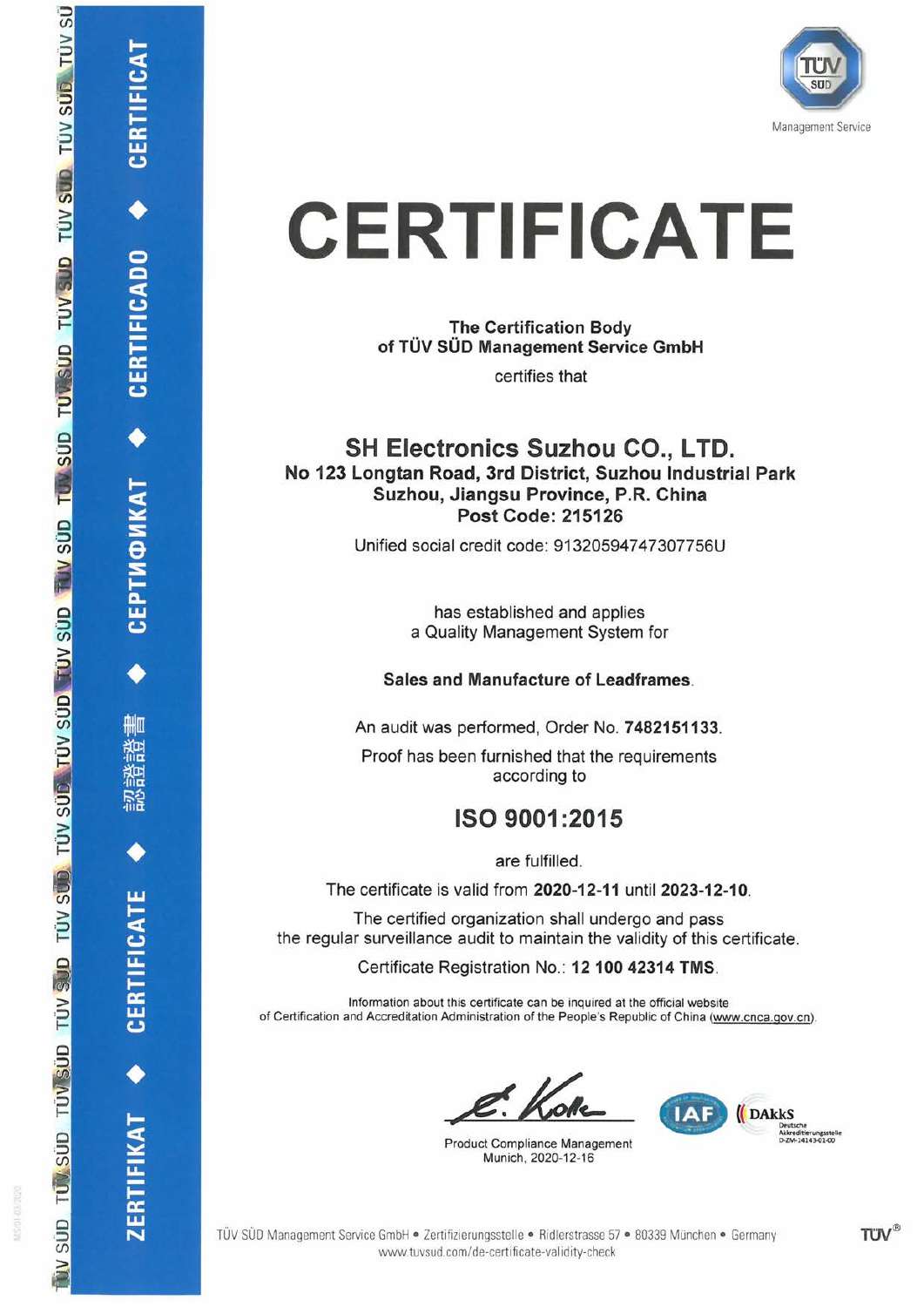# CERTIFICATE

**The Certification Body of TÜV SÜD Management Service GmbH**

certifies that

## SH Electronics Suzhou CO., LTD.

**No 123 Longtan Road, 3rd District, Suzhou Industrial Park**
**Suzhou, Jiangsu Province, P.R. China**
**Post Code: 215126**

Unified social credit code: 91320594747307756U

has established and applies a Quality Management System for

**Sales and Manufacture of Leadframes.**

An audit was performed, Order No. **7482151133.**

Proof has been furnished that the requirements according to

## ISO 9001:2015

are fulfilled.

The certificate is valid from **2020-12-11** until **2023-12-10**.

The certified organization shall undergo and pass the regular surveillance audit to maintain the validity of this certificate.

Certificate Registration No.: **12 100 42314 TMS**.

Information about this certificate can be inquired at the official website of Certification and Accreditation Administration of the People's Republic of China (www.cnca.gov.cn).

Product Compliance Management
Munich, 2020-12-16

DAkkS Deutsche Akkreditierungsstelle D-ZM-14143-01-00

TÜV SÜD Management Service GmbH • Zertifizierungsstelle • Ridlerstrasse 57 • 80339 München • Germany
www.tuvsud.com/de-certificate-validity-check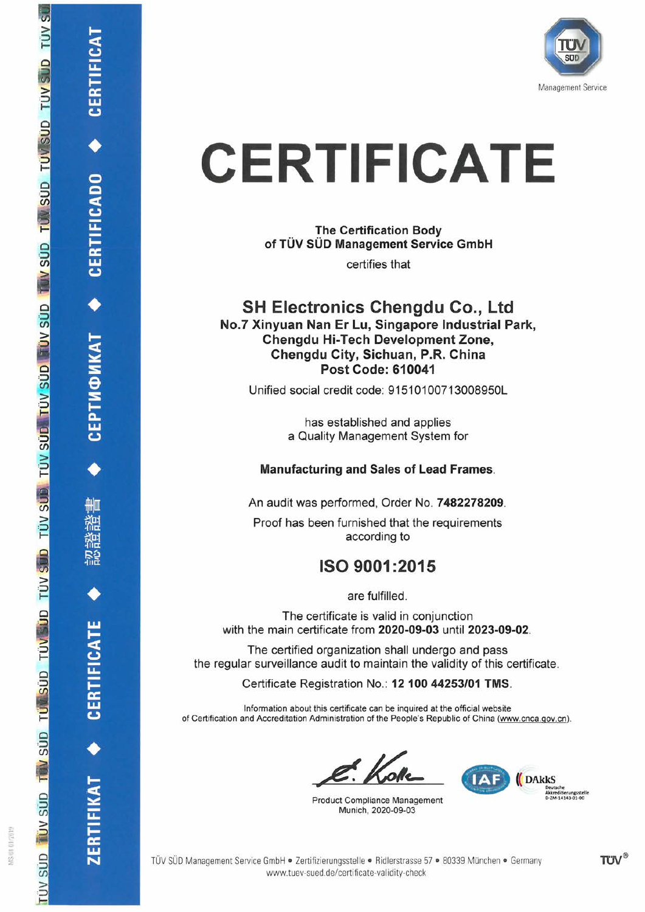# CERTIFICATE

**The Certification Body**
**of TÜV SÜD Management Service GmbH**

certifies that

## SH Electronics Chengdu Co., Ltd

**No.7 Xinyuan Nan Er Lu, Singapore Industrial Park,**
**Chengdu Hi-Tech Development Zone,**
**Chengdu City, Sichuan, P.R. China**
**Post Code: 610041**

Unified social credit code: 91510100713008950L

has established and applies
a Quality Management System for

**Manufacturing and Sales of Lead Frames.**

An audit was performed, Order No. **7482278209**.

Proof has been furnished that the requirements
according to

## ISO 9001:2015

are fulfilled.

The certificate is valid in conjunction
with the main certificate from **2020-09-03** until **2023-09-02**.

The certified organization shall undergo and pass
the regular surveillance audit to maintain the validity of this certificate.

Certificate Registration No.: **12 100 44253/01 TMS**.

Information about this certificate can be inquired at the official website
of Certification and Accreditation Administration of the People's Republic of China (www.cnca.gov.cn).

Product Compliance Management
Munich, 2020-09-03

TÜV SÜD Management Service GmbH • Zertifizierungsstelle • Ridlerstrasse 57 • 80339 München • Germany
www.tuev-sued.de/certificate-validity-check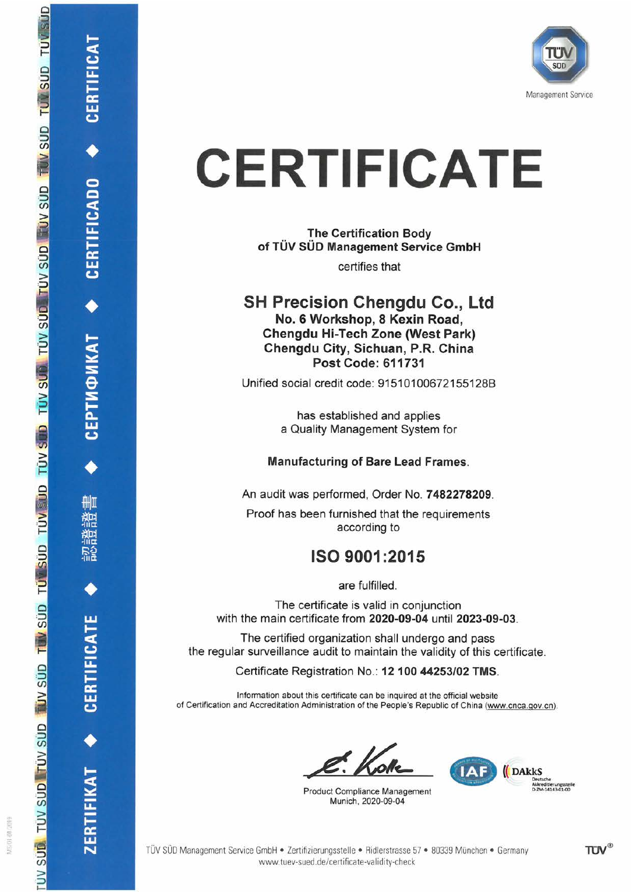# CERTIFICATE

**The Certification Body**
**of TÜV SÜD Management Service GmbH**

certifies that

## SH Precision Chengdu Co., Ltd

**No. 6 Workshop, 8 Kexin Road,**
**Chengdu Hi-Tech Zone (West Park)**
**Chengdu City, Sichuan, P.R. China**
**Post Code: 611731**

Unified social credit code: 915101006721551 28B

has established and applies
a Quality Management System for

**Manufacturing of Bare Lead Frames.**

An audit was performed, Order No. **7482278209**.

Proof has been furnished that the requirements according to

## ISO 9001:2015

are fulfilled.

The certificate is valid in conjunction
with the main certificate from **2020-09-04** until **2023-09-03**.

The certified organization shall undergo and pass
the regular surveillance audit to maintain the validity of this certificate.

Certificate Registration No.: **12 100 44253/02 TMS**.

Information about this certificate can be inquired at the official website
of Certification and Accreditation Administration of the People's Republic of China (www.cnca.gov.cn).

Product Compliance Management
Munich, 2020-09-04

DAkkS
Deutsche Akkreditierungsstelle
D-ZM-14143-01-00

TÜV SÜD Management Service GmbH • Zertifizierungsstelle • Ridlerstrasse 57 • 80339 München • Germany
www.tuev-sued.de/certificate-validity-check